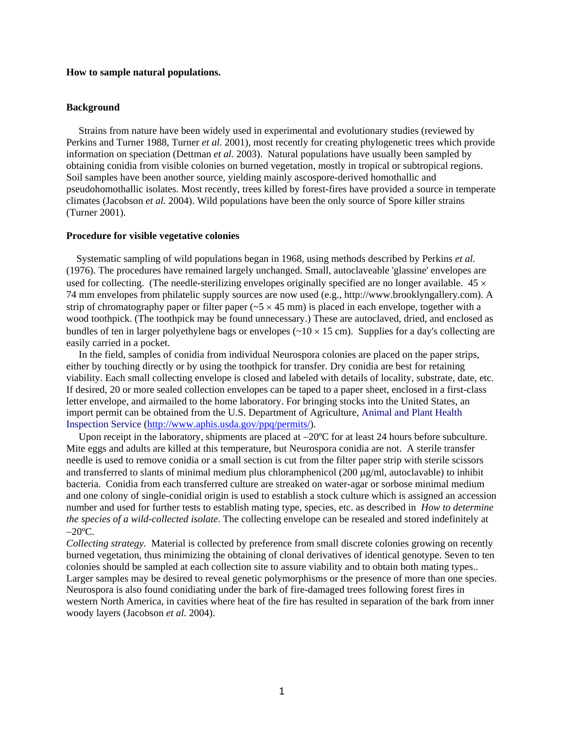**How to sample natural populations.**

**Background**

Strains from nature have been widely used in experimental and evolutionary studies (reviewed by Perkins and Turner 1988, Turner *et al.* 2001), most recently for creating phylogenetic trees which provide information on speciation (Dettman *et al.* 2003). Natural populations have usually been sampled by obtaining conidia from visible colonies on burned vegetation, mostly in tropical or subtropical regions. Soil samples have been another source, yielding mainly ascospore-derived homothallic and pseudohomothallic isolates. Most recently, trees killed by forest-fires have provided a source in temperate climates (Jacobson *et al.* 2004). Wild populations have been the only source of Spore killer strains (Turner 2001).

**Procedure for visible vegetative colonies**

Systematic sampling of wild populations began in 1968, using methods described by Perkins *et al.* (1976). The procedures have remained largely unchanged. Small, autoclaveable 'glassine' envelopes are used for collecting. (The needle-sterilizing envelopes originally specified are no longer available. 45 × 74 mm envelopes from philatelic supply sources are now used (e.g., http://www.brooklyngallery.com). A strip of chromatography paper or filter paper (~5 × 45 mm) is placed in each envelope, together with a wood toothpick. (The toothpick may be found unnecessary.) These are autoclaved, dried, and enclosed as bundles of ten in larger polyethylene bags or envelopes (~10 × 15 cm). Supplies for a day's collecting are easily carried in a pocket.

In the field, samples of conidia from individual Neurospora colonies are placed on the paper strips, either by touching directly or by using the toothpick for transfer. Dry conidia are best for retaining viability. Each small collecting envelope is closed and labeled with details of locality, substrate, date, etc. If desired, 20 or more sealed collection envelopes can be taped to a paper sheet, enclosed in a first-class letter envelope, and airmailed to the home laboratory. For bringing stocks into the United States, an import permit can be obtained from the U.S. Department of Agriculture, Animal and Plant Health Inspection Service (http://www.aphis.usda.gov/ppq/permits/).

Upon receipt in the laboratory, shipments are placed at –20ºC for at least 24 hours before subculture. Mite eggs and adults are killed at this temperature, but Neurospora conidia are not. A sterile transfer needle is used to remove conidia or a small section is cut from the filter paper strip with sterile scissors and transferred to slants of minimal medium plus chloramphenicol (200 μg/ml, autoclavable) to inhibit bacteria. Conidia from each transferred culture are streaked on water-agar or sorbose minimal medium and one colony of single-conidial origin is used to establish a stock culture which is assigned an accession number and used for further tests to establish mating type, species, etc. as described in *How to determine the species of a wild-collected isolate*. The collecting envelope can be resealed and stored indefinitely at –20ºC.

*Collecting strategy*. Material is collected by preference from small discrete colonies growing on recently burned vegetation, thus minimizing the obtaining of clonal derivatives of identical genotype. Seven to ten colonies should be sampled at each collection site to assure viability and to obtain both mating types.. Larger samples may be desired to reveal genetic polymorphisms or the presence of more than one species. Neurospora is also found conidiating under the bark of fire-damaged trees following forest fires in western North America, in cavities where heat of the fire has resulted in separation of the bark from inner woody layers (Jacobson *et al.* 2004).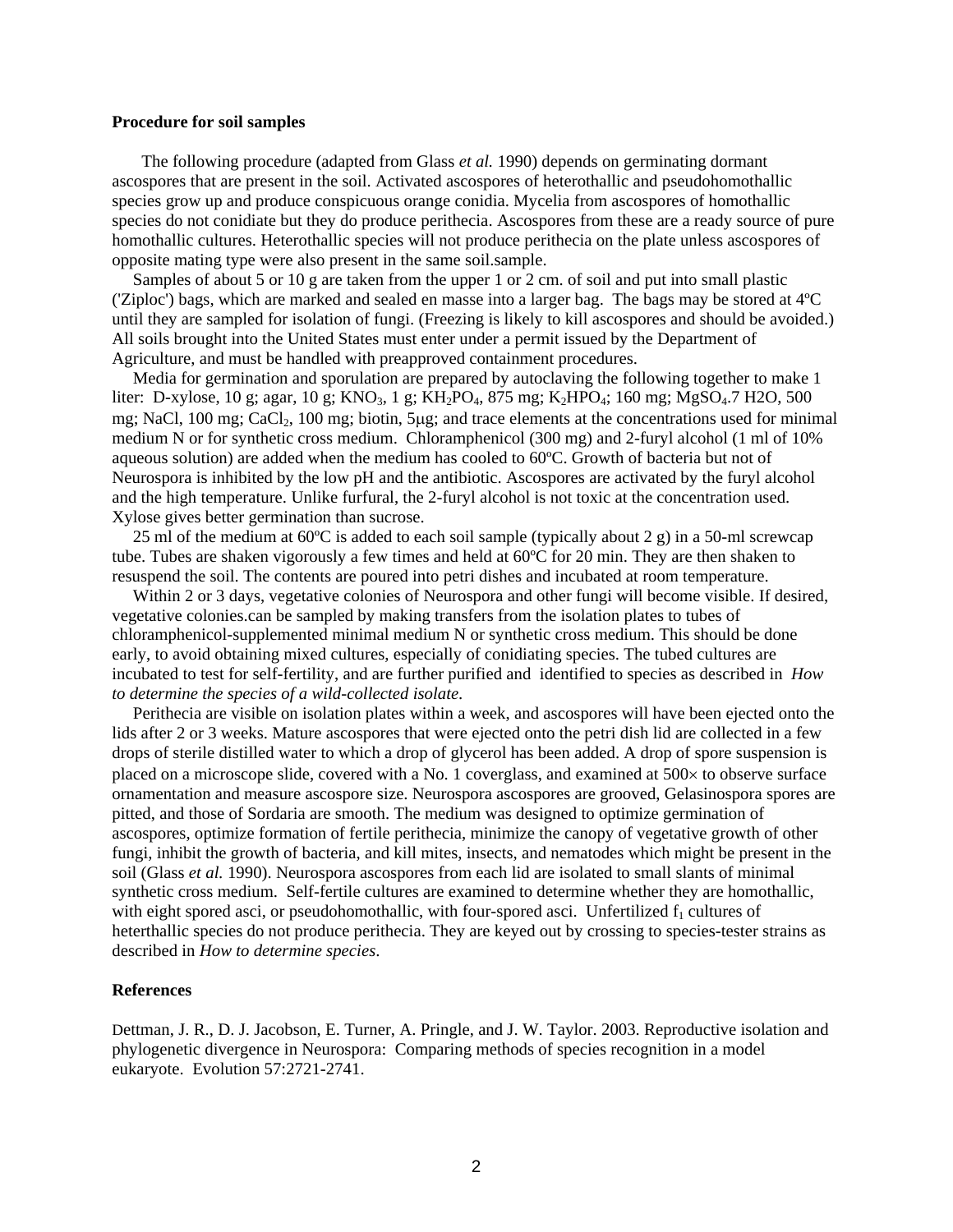**Procedure for soil samples**

The following procedure (adapted from Glass *et al.* 1990) depends on germinating dormant ascospores that are present in the soil. Activated ascospores of heterothallic and pseudohomothallic species grow up and produce conspicuous orange conidia. Mycelia from ascospores of homothallic species do not conidiate but they do produce perithecia. Ascospores from these are a ready source of pure homothallic cultures. Heterothallic species will not produce perithecia on the plate unless ascospores of opposite mating type were also present in the same soil.sample.

Samples of about 5 or 10 g are taken from the upper 1 or 2 cm. of soil and put into small plastic ('Ziploc') bags, which are marked and sealed en masse into a larger bag. The bags may be stored at 4ºC until they are sampled for isolation of fungi. (Freezing is likely to kill ascospores and should be avoided.) All soils brought into the United States must enter under a permit issued by the Department of Agriculture, and must be handled with preapproved containment procedures.

Media for germination and sporulation are prepared by autoclaving the following together to make 1 liter: D-xylose, 10 g; agar, 10 g; $KNO_3$, 1 g; $KH_2PO_4$, 875 mg; $K_2HPO_4$; 160 mg; $MgSO_4$.7 H2O, 500 mg; NaCl, 100 mg; $CaCl_2$, 100 mg; biotin, 5μg; and trace elements at the concentrations used for minimal medium N or for synthetic cross medium. Chloramphenicol (300 mg) and 2-furyl alcohol (1 ml of 10% aqueous solution) are added when the medium has cooled to 60ºC. Growth of bacteria but not of Neurospora is inhibited by the low pH and the antibiotic. Ascospores are activated by the furyl alcohol and the high temperature. Unlike furfural, the 2-furyl alcohol is not toxic at the concentration used. Xylose gives better germination than sucrose.

25 ml of the medium at 60ºC is added to each soil sample (typically about 2 g) in a 50-ml screwcap tube. Tubes are shaken vigorously a few times and held at 60ºC for 20 min. They are then shaken to resuspend the soil. The contents are poured into petri dishes and incubated at room temperature.

Within 2 or 3 days, vegetative colonies of Neurospora and other fungi will become visible. If desired, vegetative colonies.can be sampled by making transfers from the isolation plates to tubes of chloramphenicol-supplemented minimal medium N or synthetic cross medium. This should be done early, to avoid obtaining mixed cultures, especially of conidiating species. The tubed cultures are incubated to test for self-fertility, and are further purified and identified to species as described in *How to determine the species of a wild-collected isolate*.

Perithecia are visible on isolation plates within a week, and ascospores will have been ejected onto the lids after 2 or 3 weeks. Mature ascospores that were ejected onto the petri dish lid are collected in a few drops of sterile distilled water to which a drop of glycerol has been added. A drop of spore suspension is placed on a microscope slide, covered with a No. 1 coverglass, and examined at 500× to observe surface ornamentation and measure ascospore size. Neurospora ascospores are grooved, Gelasinospora spores are pitted, and those of Sordaria are smooth. The medium was designed to optimize germination of ascospores, optimize formation of fertile perithecia, minimize the canopy of vegetative growth of other fungi, inhibit the growth of bacteria, and kill mites, insects, and nematodes which might be present in the soil (Glass *et al.* 1990). Neurospora ascospores from each lid are isolated to small slants of minimal synthetic cross medium. Self-fertile cultures are examined to determine whether they are homothallic, with eight spored asci, or pseudohomothallic, with four-spored asci. Unfertilized $f_1$ cultures of heterthallic species do not produce perithecia. They are keyed out by crossing to species-tester strains as described in *How to determine species*.

**References**

Dettman, J. R., D. J. Jacobson, E. Turner, A. Pringle, and J. W. Taylor. 2003. Reproductive isolation and phylogenetic divergence in Neurospora: Comparing methods of species recognition in a model eukaryote. Evolution 57:2721-2741.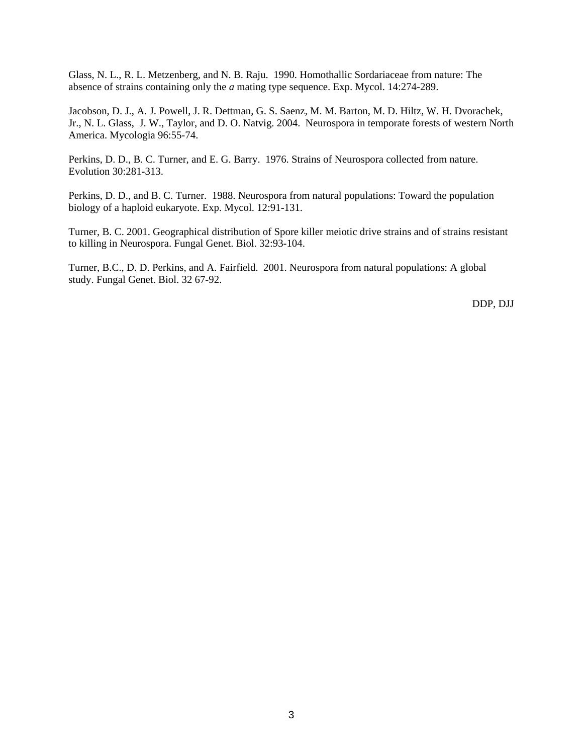Glass, N. L., R. L. Metzenberg, and N. B. Raju. 1990. Homothallic Sordariaceae from nature: The absence of strains containing only the *a* mating type sequence. Exp. Mycol. 14:274-289.

Jacobson, D. J., A. J. Powell, J. R. Dettman, G. S. Saenz, M. M. Barton, M. D. Hiltz, W. H. Dvorachek, Jr., N. L. Glass, J. W., Taylor, and D. O. Natvig. 2004. Neurospora in temporate forests of western North America. Mycologia 96:55-74.

Perkins, D. D., B. C. Turner, and E. G. Barry. 1976. Strains of Neurospora collected from nature. Evolution 30:281-313.

Perkins, D. D., and B. C. Turner. 1988. Neurospora from natural populations: Toward the population biology of a haploid eukaryote. Exp. Mycol. 12:91-131.

Turner, B. C. 2001. Geographical distribution of Spore killer meiotic drive strains and of strains resistant to killing in Neurospora. Fungal Genet. Biol. 32:93-104.

Turner, B.C., D. D. Perkins, and A. Fairfield. 2001. Neurospora from natural populations: A global study. Fungal Genet. Biol. 32 67-92.

DDP, DJJ